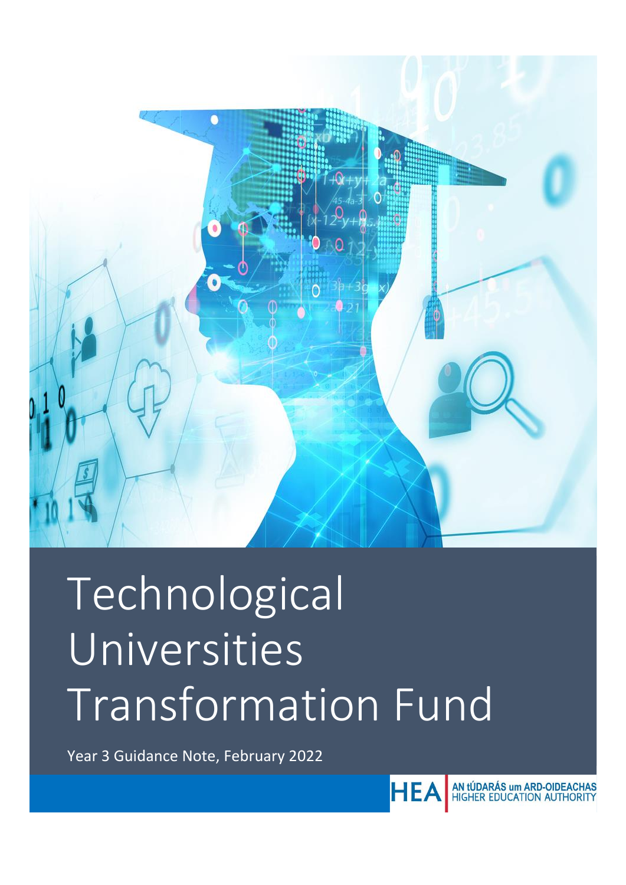# Technological Universities Transformation Fund

Year 3 Guidance Note, February 2022

HEA AN tÚDARÁS um ARD-OIDEACHAS HIGHER EDUCATION AUTHORITY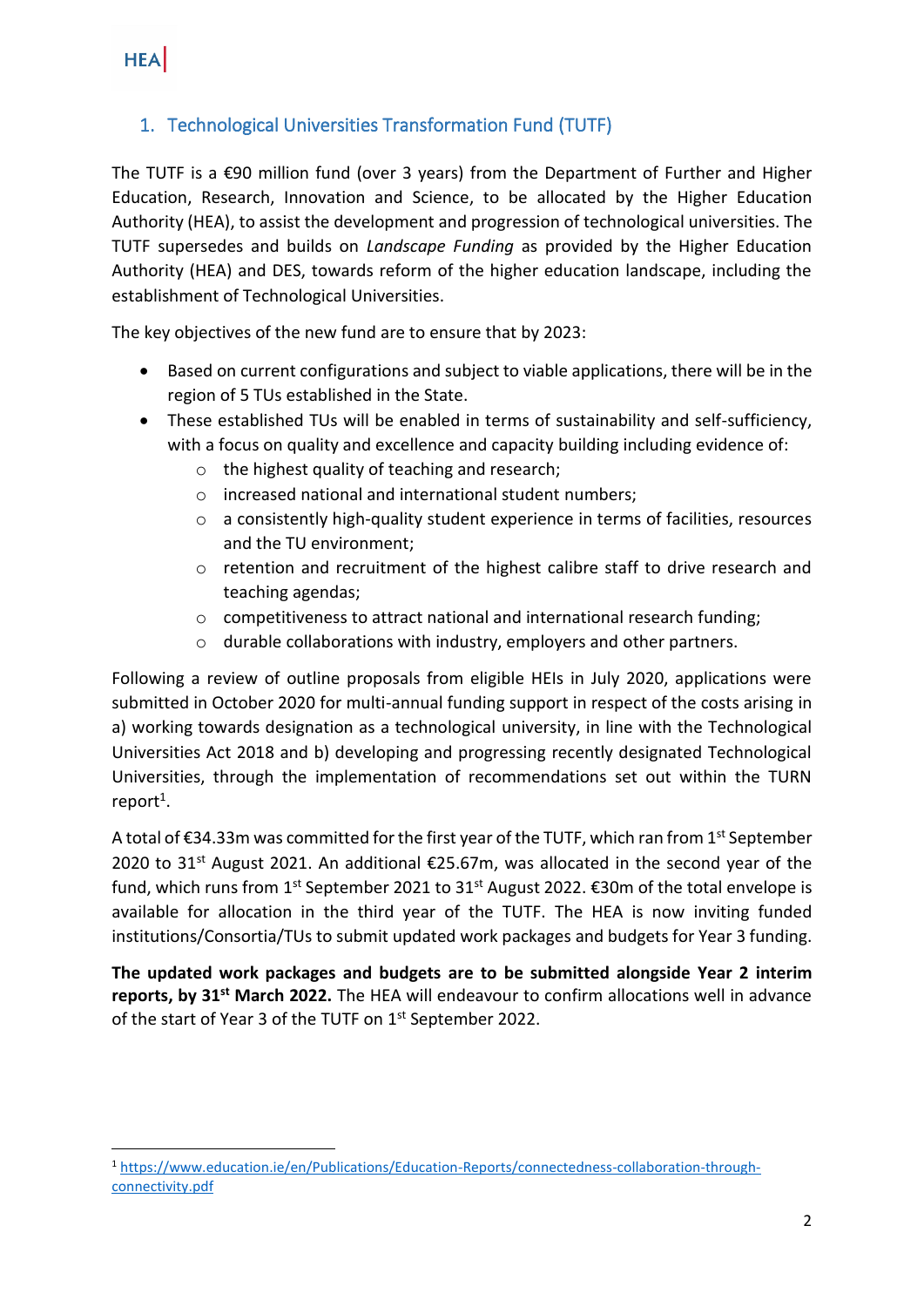## 1. Technological Universities Transformation Fund (TUTF)

The TUTF is a €90 million fund (over 3 years) from the Department of Further and Higher Education, Research, Innovation and Science, to be allocated by the Higher Education Authority (HEA), to assist the development and progression of technological universities. The TUTF supersedes and builds on *Landscape Funding* as provided by the Higher Education Authority (HEA) and DES, towards reform of the higher education landscape, including the establishment of Technological Universities.

The key objectives of the new fund are to ensure that by 2023:

- Based on current configurations and subject to viable applications, there will be in the region of 5 TUs established in the State.
- These established TUs will be enabled in terms of sustainability and self-sufficiency, with a focus on quality and excellence and capacity building including evidence of:
  - the highest quality of teaching and research;
  - increased national and international student numbers;
  - a consistently high-quality student experience in terms of facilities, resources and the TU environment;
  - retention and recruitment of the highest calibre staff to drive research and teaching agendas;
  - competitiveness to attract national and international research funding;
  - durable collaborations with industry, employers and other partners.

Following a review of outline proposals from eligible HEIs in July 2020, applications were submitted in October 2020 for multi-annual funding support in respect of the costs arising in a) working towards designation as a technological university, in line with the Technological Universities Act 2018 and b) developing and progressing recently designated Technological Universities, through the implementation of recommendations set out within the TURN report[1].

A total of €34.33m was committed for the first year of the TUTF, which ran from 1st September 2020 to 31st August 2021. An additional €25.67m, was allocated in the second year of the fund, which runs from 1st September 2021 to 31st August 2022. €30m of the total envelope is available for allocation in the third year of the TUTF. The HEA is now inviting funded institutions/Consortia/TUs to submit updated work packages and budgets for Year 3 funding.

**The updated work packages and budgets are to be submitted alongside Year 2 interim reports, by 31st March 2022.** The HEA will endeavour to confirm allocations well in advance of the start of Year 3 of the TUTF on 1st September 2022.

[1] https://www.education.ie/en/Publications/Education-Reports/connectedness-collaboration-through-connectivity.pdf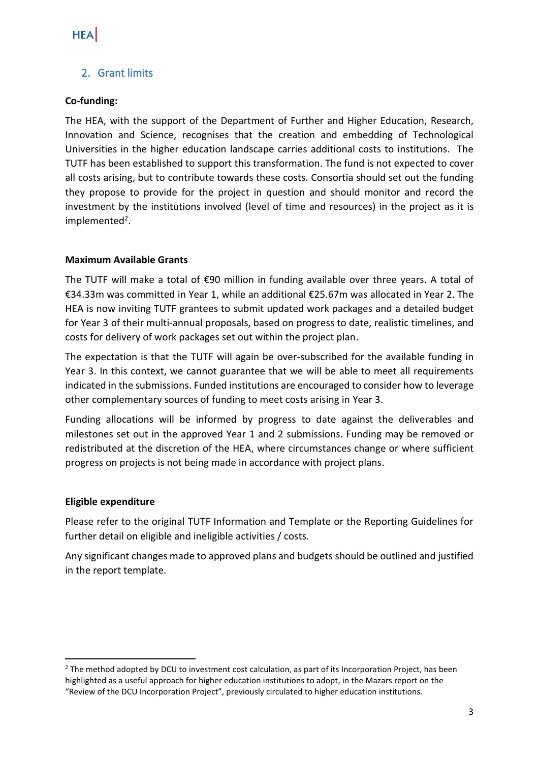## 2. Grant limits

**Co-funding:**

The HEA, with the support of the Department of Further and Higher Education, Research, Innovation and Science, recognises that the creation and embedding of Technological Universities in the higher education landscape carries additional costs to institutions. The TUTF has been established to support this transformation. The fund is not expected to cover all costs arising, but to contribute towards these costs. Consortia should set out the funding they propose to provide for the project in question and should monitor and record the investment by the institutions involved (level of time and resources) in the project as it is implemented[2].

**Maximum Available Grants**

The TUTF will make a total of €90 million in funding available over three years. A total of €34.33m was committed in Year 1, while an additional €25.67m was allocated in Year 2. The HEA is now inviting TUTF grantees to submit updated work packages and a detailed budget for Year 3 of their multi-annual proposals, based on progress to date, realistic timelines, and costs for delivery of work packages set out within the project plan.

The expectation is that the TUTF will again be over-subscribed for the available funding in Year 3. In this context, we cannot guarantee that we will be able to meet all requirements indicated in the submissions. Funded institutions are encouraged to consider how to leverage other complementary sources of funding to meet costs arising in Year 3.

Funding allocations will be informed by progress to date against the deliverables and milestones set out in the approved Year 1 and 2 submissions. Funding may be removed or redistributed at the discretion of the HEA, where circumstances change or where sufficient progress on projects is not being made in accordance with project plans.

**Eligible expenditure**

Please refer to the original TUTF Information and Template or the Reporting Guidelines for further detail on eligible and ineligible activities / costs.

Any significant changes made to approved plans and budgets should be outlined and justified in the report template.

---

[2] The method adopted by DCU to investment cost calculation, as part of its Incorporation Project, has been highlighted as a useful approach for higher education institutions to adopt, in the Mazars report on the "Review of the DCU Incorporation Project", previously circulated to higher education institutions.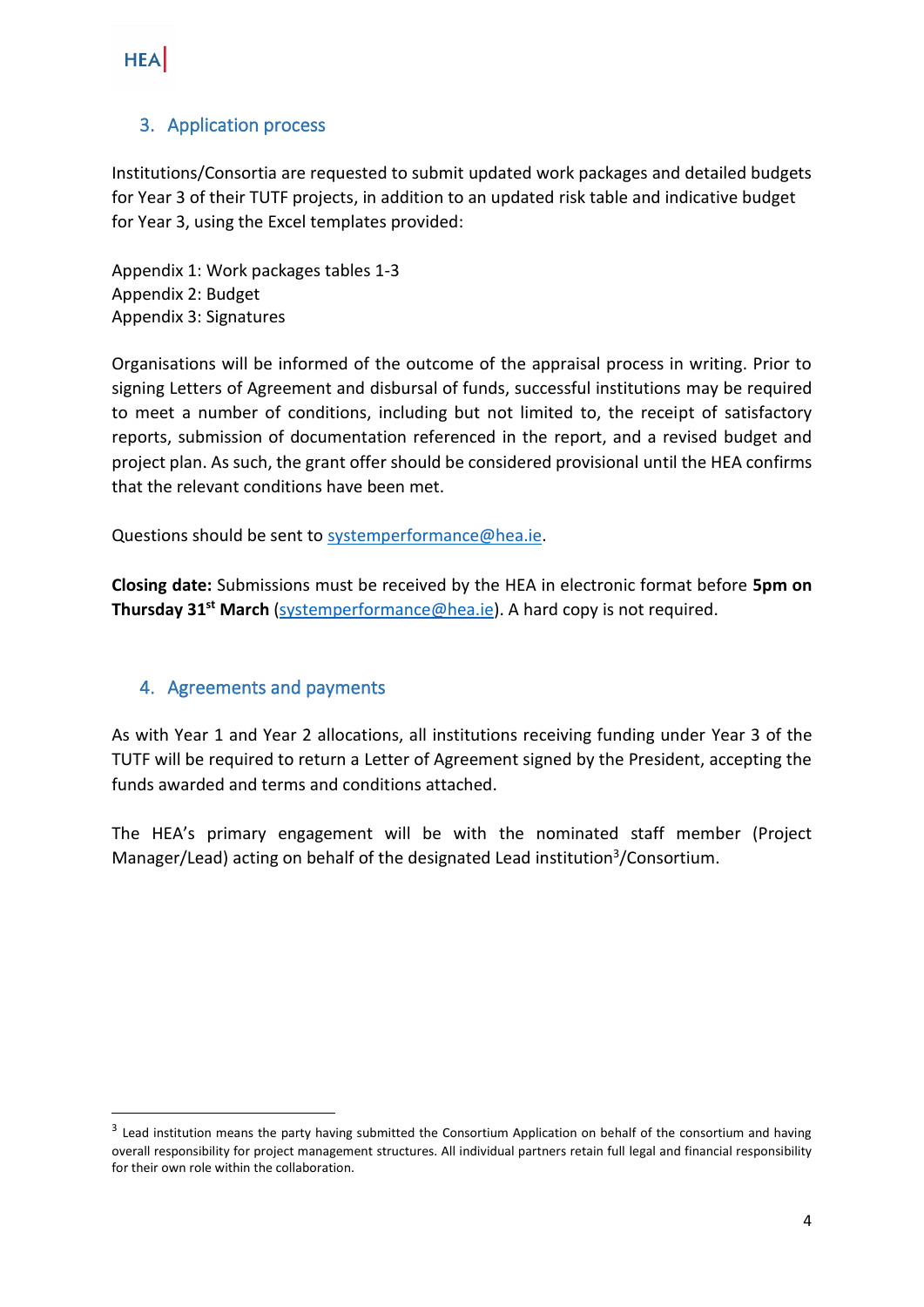## 3. Application process

Institutions/Consortia are requested to submit updated work packages and detailed budgets for Year 3 of their TUTF projects, in addition to an updated risk table and indicative budget for Year 3, using the Excel templates provided:

Appendix 1: Work packages tables 1-3
Appendix 2: Budget
Appendix 3: Signatures

Organisations will be informed of the outcome of the appraisal process in writing. Prior to signing Letters of Agreement and disbursal of funds, successful institutions may be required to meet a number of conditions, including but not limited to, the receipt of satisfactory reports, submission of documentation referenced in the report, and a revised budget and project plan. As such, the grant offer should be considered provisional until the HEA confirms that the relevant conditions have been met.

Questions should be sent to systemperformance@hea.ie.

**Closing date:** Submissions must be received by the HEA in electronic format before **5pm on Thursday 31st March** (systemperformance@hea.ie). A hard copy is not required.

## 4. Agreements and payments

As with Year 1 and Year 2 allocations, all institutions receiving funding under Year 3 of the TUTF will be required to return a Letter of Agreement signed by the President, accepting the funds awarded and terms and conditions attached.

The HEA's primary engagement will be with the nominated staff member (Project Manager/Lead) acting on behalf of the designated Lead institution[3]/Consortium.

[3] Lead institution means the party having submitted the Consortium Application on behalf of the consortium and having overall responsibility for project management structures. All individual partners retain full legal and financial responsibility for their own role within the collaboration.